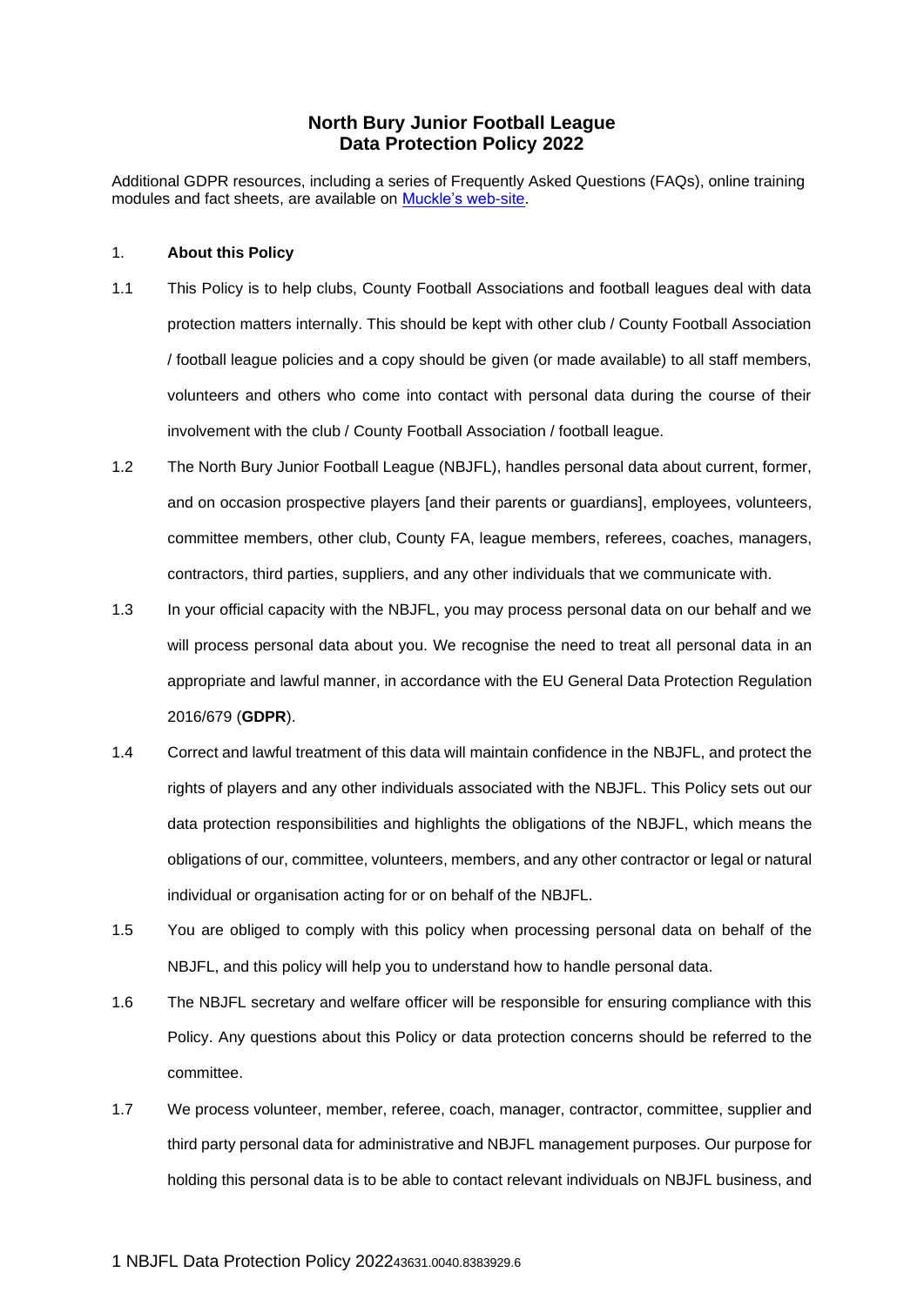# North Bury Junior Football League
# Data Protection Policy 2022

Additional GDPR resources, including a series of Frequently Asked Questions (FAQs), online training modules and fact sheets, are available on [Muckle's web-site](#).

1. **About this Policy**

1.1 This Policy is to help clubs, County Football Associations and football leagues deal with data protection matters internally. This should be kept with other club / County Football Association / football league policies and a copy should be given (or made available) to all staff members, volunteers and others who come into contact with personal data during the course of their involvement with the club / County Football Association / football league.

1.2 The North Bury Junior Football League (NBJFL), handles personal data about current, former, and on occasion prospective players [and their parents or guardians], employees, volunteers, committee members, other club, County FA, league members, referees, coaches, managers, contractors, third parties, suppliers, and any other individuals that we communicate with.

1.3 In your official capacity with the NBJFL, you may process personal data on our behalf and we will process personal data about you. We recognise the need to treat all personal data in an appropriate and lawful manner, in accordance with the EU General Data Protection Regulation 2016/679 (**GDPR**).

1.4 Correct and lawful treatment of this data will maintain confidence in the NBJFL, and protect the rights of players and any other individuals associated with the NBJFL. This Policy sets out our data protection responsibilities and highlights the obligations of the NBJFL, which means the obligations of our, committee, volunteers, members, and any other contractor or legal or natural individual or organisation acting for or on behalf of the NBJFL.

1.5 You are obliged to comply with this policy when processing personal data on behalf of the NBJFL, and this policy will help you to understand how to handle personal data.

1.6 The NBJFL secretary and welfare officer will be responsible for ensuring compliance with this Policy. Any questions about this Policy or data protection concerns should be referred to the committee.

1.7 We process volunteer, member, referee, coach, manager, contractor, committee, supplier and third party personal data for administrative and NBJFL management purposes. Our purpose for holding this personal data is to be able to contact relevant individuals on NBJFL business, and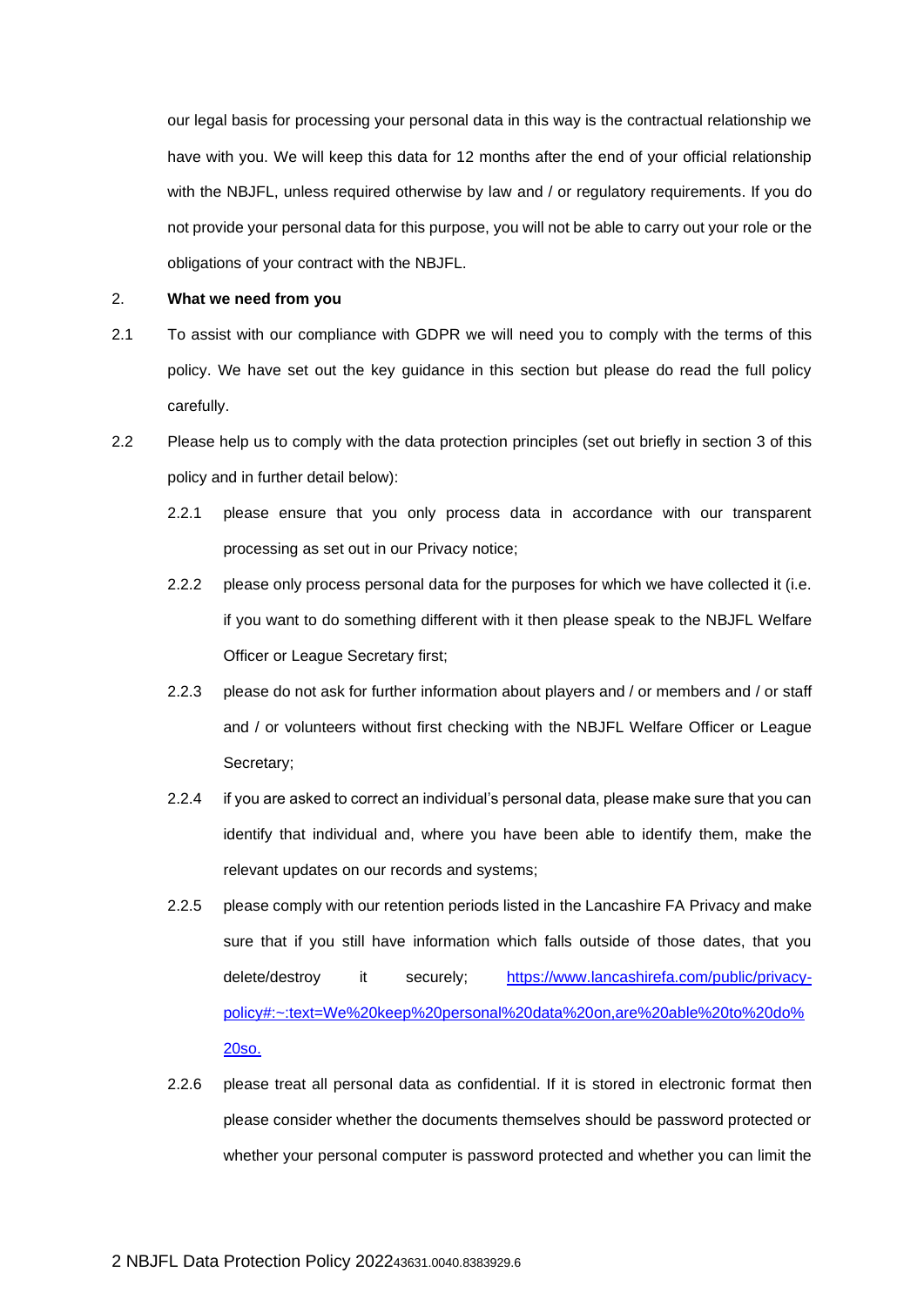our legal basis for processing your personal data in this way is the contractual relationship we have with you. We will keep this data for 12 months after the end of your official relationship with the NBJFL, unless required otherwise by law and / or regulatory requirements. If you do not provide your personal data for this purpose, you will not be able to carry out your role or the obligations of your contract with the NBJFL.

2. **What we need from you**

2.1 To assist with our compliance with GDPR we will need you to comply with the terms of this policy. We have set out the key guidance in this section but please do read the full policy carefully.

2.2 Please help us to comply with the data protection principles (set out briefly in section 3 of this policy and in further detail below):

2.2.1 please ensure that you only process data in accordance with our transparent processing as set out in our Privacy notice;

2.2.2 please only process personal data for the purposes for which we have collected it (i.e. if you want to do something different with it then please speak to the NBJFL Welfare Officer or League Secretary first;

2.2.3 please do not ask for further information about players and / or members and / or staff and / or volunteers without first checking with the NBJFL Welfare Officer or League Secretary;

2.2.4 if you are asked to correct an individual's personal data, please make sure that you can identify that individual and, where you have been able to identify them, make the relevant updates on our records and systems;

2.2.5 please comply with our retention periods listed in the Lancashire FA Privacy and make sure that if you still have information which falls outside of those dates, that you delete/destroy it securely; [https://www.lancashirefa.com/public/privacy-policy#:~:text=We%20keep%20personal%20data%20on,are%20able%20to%20do%20so.](https://www.lancashirefa.com/public/privacy-policy#:~:text=We%20keep%20personal%20data%20on,are%20able%20to%20do%20so.)

2.2.6 please treat all personal data as confidential. If it is stored in electronic format then please consider whether the documents themselves should be password protected or whether your personal computer is password protected and whether you can limit the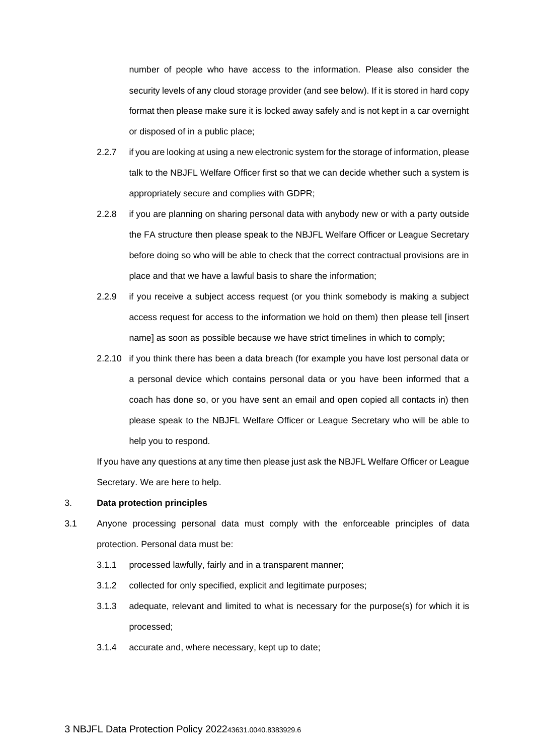number of people who have access to the information. Please also consider the security levels of any cloud storage provider (and see below). If it is stored in hard copy format then please make sure it is locked away safely and is not kept in a car overnight or disposed of in a public place;

2.2.7 if you are looking at using a new electronic system for the storage of information, please talk to the NBJFL Welfare Officer first so that we can decide whether such a system is appropriately secure and complies with GDPR;

2.2.8 if you are planning on sharing personal data with anybody new or with a party outside the FA structure then please speak to the NBJFL Welfare Officer or League Secretary before doing so who will be able to check that the correct contractual provisions are in place and that we have a lawful basis to share the information;

2.2.9 if you receive a subject access request (or you think somebody is making a subject access request for access to the information we hold on them) then please tell [insert name] as soon as possible because we have strict timelines in which to comply;

2.2.10 if you think there has been a data breach (for example you have lost personal data or a personal device which contains personal data or you have been informed that a coach has done so, or you have sent an email and open copied all contacts in) then please speak to the NBJFL Welfare Officer or League Secretary who will be able to help you to respond.

If you have any questions at any time then please just ask the NBJFL Welfare Officer or League Secretary. We are here to help.

3. **Data protection principles**

3.1 Anyone processing personal data must comply with the enforceable principles of data protection. Personal data must be:

3.1.1 processed lawfully, fairly and in a transparent manner;

3.1.2 collected for only specified, explicit and legitimate purposes;

3.1.3 adequate, relevant and limited to what is necessary for the purpose(s) for which it is processed;

3.1.4 accurate and, where necessary, kept up to date;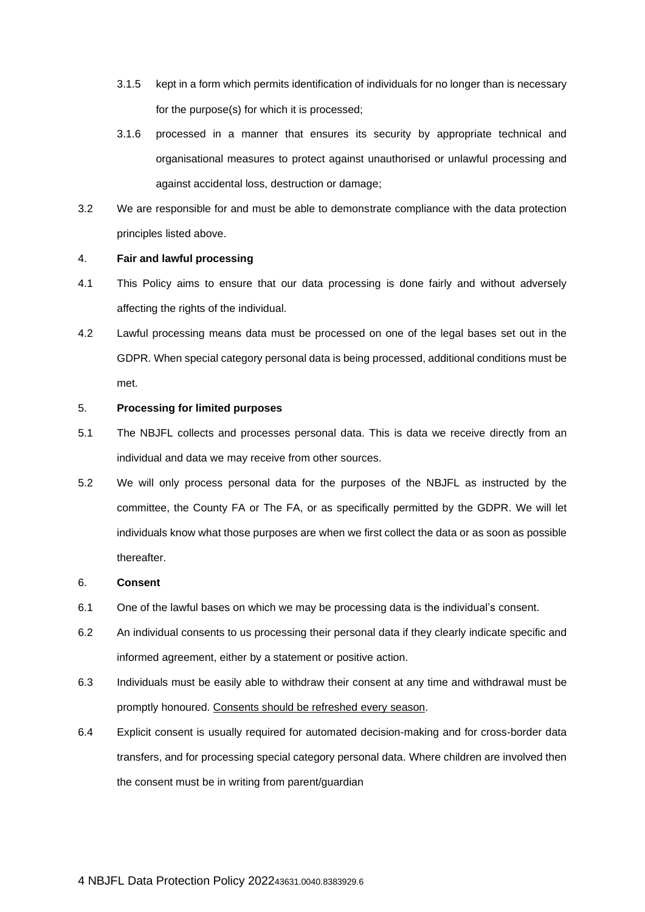3.1.5 kept in a form which permits identification of individuals for no longer than is necessary for the purpose(s) for which it is processed;

3.1.6 processed in a manner that ensures its security by appropriate technical and organisational measures to protect against unauthorised or unlawful processing and against accidental loss, destruction or damage;

3.2 We are responsible for and must be able to demonstrate compliance with the data protection principles listed above.

4. **Fair and lawful processing**

4.1 This Policy aims to ensure that our data processing is done fairly and without adversely affecting the rights of the individual.

4.2 Lawful processing means data must be processed on one of the legal bases set out in the GDPR. When special category personal data is being processed, additional conditions must be met.

5. **Processing for limited purposes**

5.1 The NBJFL collects and processes personal data. This is data we receive directly from an individual and data we may receive from other sources.

5.2 We will only process personal data for the purposes of the NBJFL as instructed by the committee, the County FA or The FA, or as specifically permitted by the GDPR. We will let individuals know what those purposes are when we first collect the data or as soon as possible thereafter.

6. **Consent**

6.1 One of the lawful bases on which we may be processing data is the individual's consent.

6.2 An individual consents to us processing their personal data if they clearly indicate specific and informed agreement, either by a statement or positive action.

6.3 Individuals must be easily able to withdraw their consent at any time and withdrawal must be promptly honoured. <u>Consents should be refreshed every season</u>.

6.4 Explicit consent is usually required for automated decision-making and for cross-border data transfers, and for processing special category personal data. Where children are involved then the consent must be in writing from parent/guardian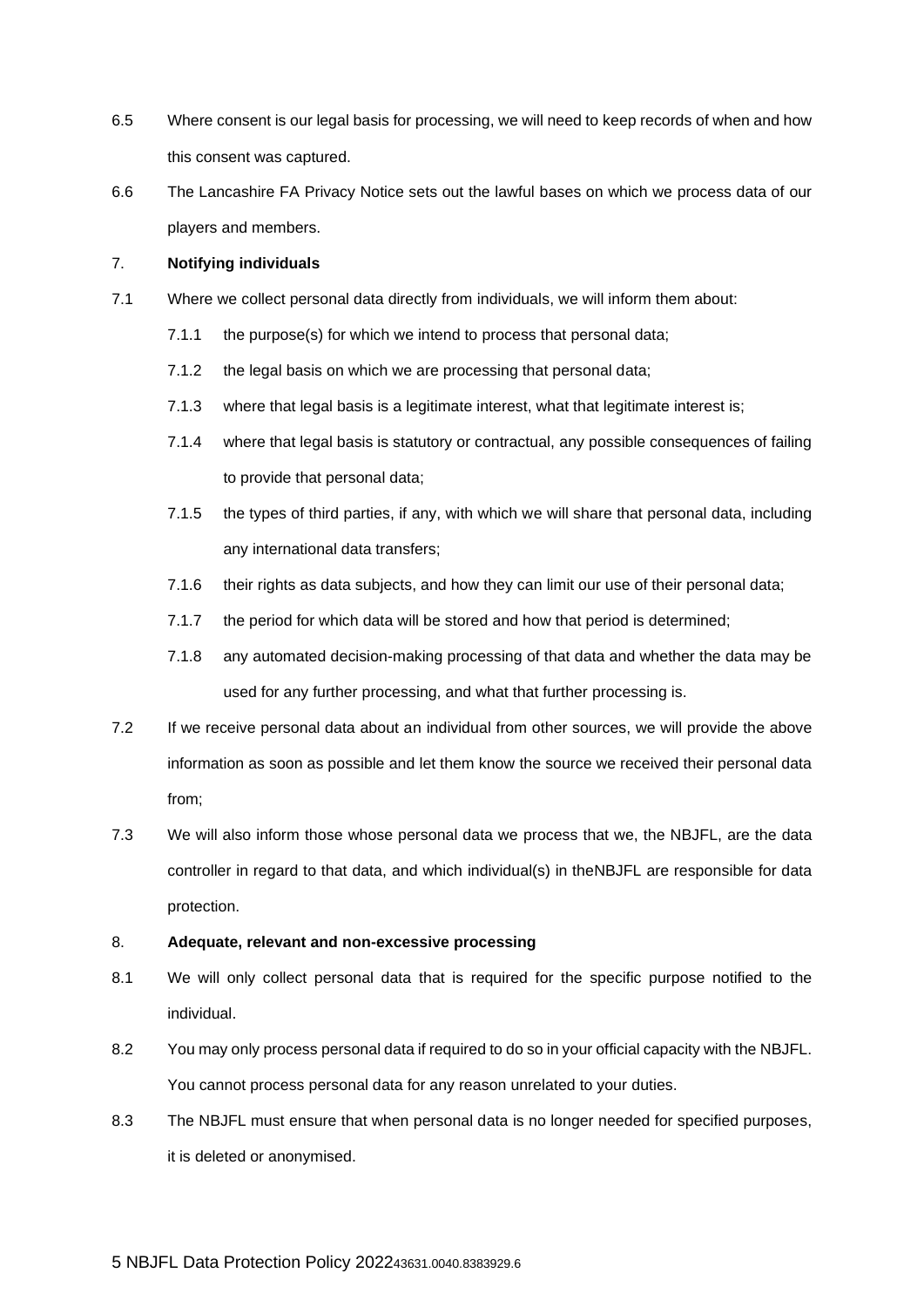6.5 Where consent is our legal basis for processing, we will need to keep records of when and how this consent was captured.

6.6 The Lancashire FA Privacy Notice sets out the lawful bases on which we process data of our players and members.

## 7. Notifying individuals

7.1 Where we collect personal data directly from individuals, we will inform them about:

7.1.1 the purpose(s) for which we intend to process that personal data;

7.1.2 the legal basis on which we are processing that personal data;

7.1.3 where that legal basis is a legitimate interest, what that legitimate interest is;

7.1.4 where that legal basis is statutory or contractual, any possible consequences of failing to provide that personal data;

7.1.5 the types of third parties, if any, with which we will share that personal data, including any international data transfers;

7.1.6 their rights as data subjects, and how they can limit our use of their personal data;

7.1.7 the period for which data will be stored and how that period is determined;

7.1.8 any automated decision-making processing of that data and whether the data may be used for any further processing, and what that further processing is.

7.2 If we receive personal data about an individual from other sources, we will provide the above information as soon as possible and let them know the source we received their personal data from;

7.3 We will also inform those whose personal data we process that we, the NBJFL, are the data controller in regard to that data, and which individual(s) in theNBJFL are responsible for data protection.

## 8. Adequate, relevant and non-excessive processing

8.1 We will only collect personal data that is required for the specific purpose notified to the individual.

8.2 You may only process personal data if required to do so in your official capacity with the NBJFL. You cannot process personal data for any reason unrelated to your duties.

8.3 The NBJFL must ensure that when personal data is no longer needed for specified purposes, it is deleted or anonymised.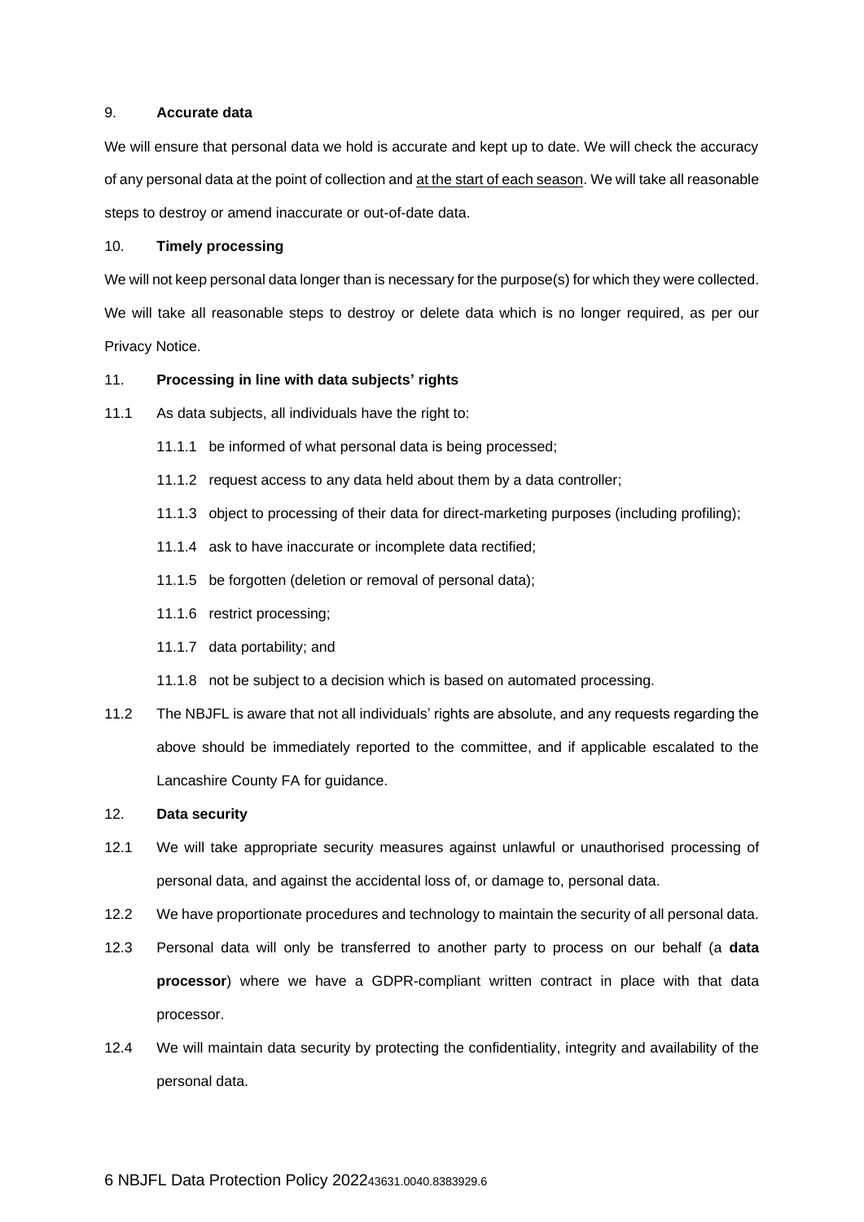## 9. **Accurate data**

We will ensure that personal data we hold is accurate and kept up to date. We will check the accuracy of any personal data at the point of collection and <u>at the start of each season</u>. We will take all reasonable steps to destroy or amend inaccurate or out-of-date data.

## 10. **Timely processing**

We will not keep personal data longer than is necessary for the purpose(s) for which they were collected. We will take all reasonable steps to destroy or delete data which is no longer required, as per our Privacy Notice.

## 11. **Processing in line with data subjects' rights**

11.1 As data subjects, all individuals have the right to:

- 11.1.1 be informed of what personal data is being processed;
- 11.1.2 request access to any data held about them by a data controller;
- 11.1.3 object to processing of their data for direct-marketing purposes (including profiling);
- 11.1.4 ask to have inaccurate or incomplete data rectified;
- 11.1.5 be forgotten (deletion or removal of personal data);
- 11.1.6 restrict processing;
- 11.1.7 data portability; and
- 11.1.8 not be subject to a decision which is based on automated processing.

11.2 The NBJFL is aware that not all individuals' rights are absolute, and any requests regarding the above should be immediately reported to the committee, and if applicable escalated to the Lancashire County FA for guidance.

## 12. **Data security**

12.1 We will take appropriate security measures against unlawful or unauthorised processing of personal data, and against the accidental loss of, or damage to, personal data.

12.2 We have proportionate procedures and technology to maintain the security of all personal data.

12.3 Personal data will only be transferred to another party to process on our behalf (a **data processor**) where we have a GDPR-compliant written contract in place with that data processor.

12.4 We will maintain data security by protecting the confidentiality, integrity and availability of the personal data.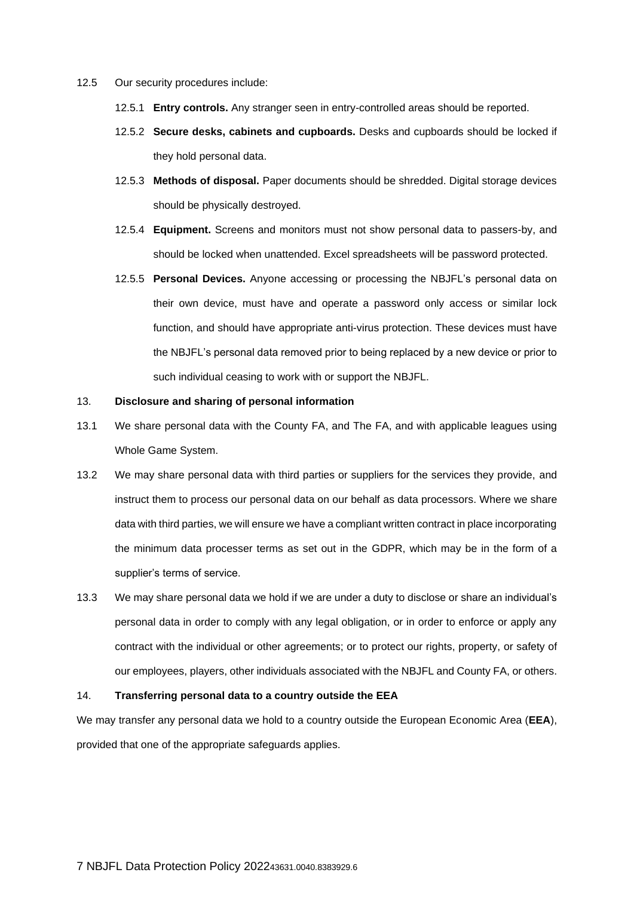12.5 Our security procedures include:

12.5.1 **Entry controls.** Any stranger seen in entry-controlled areas should be reported.

12.5.2 **Secure desks, cabinets and cupboards.** Desks and cupboards should be locked if they hold personal data.

12.5.3 **Methods of disposal.** Paper documents should be shredded. Digital storage devices should be physically destroyed.

12.5.4 **Equipment.** Screens and monitors must not show personal data to passers-by, and should be locked when unattended. Excel spreadsheets will be password protected.

12.5.5 **Personal Devices.** Anyone accessing or processing the NBJFL's personal data on their own device, must have and operate a password only access or similar lock function, and should have appropriate anti-virus protection. These devices must have the NBJFL's personal data removed prior to being replaced by a new device or prior to such individual ceasing to work with or support the NBJFL.

## 13. Disclosure and sharing of personal information

13.1 We share personal data with the County FA, and The FA, and with applicable leagues using Whole Game System.

13.2 We may share personal data with third parties or suppliers for the services they provide, and instruct them to process our personal data on our behalf as data processors. Where we share data with third parties, we will ensure we have a compliant written contract in place incorporating the minimum data processer terms as set out in the GDPR, which may be in the form of a supplier's terms of service.

13.3 We may share personal data we hold if we are under a duty to disclose or share an individual's personal data in order to comply with any legal obligation, or in order to enforce or apply any contract with the individual or other agreements; or to protect our rights, property, or safety of our employees, players, other individuals associated with the NBJFL and County FA, or others.

## 14. Transferring personal data to a country outside the EEA

We may transfer any personal data we hold to a country outside the European Economic Area (**EEA**), provided that one of the appropriate safeguards applies.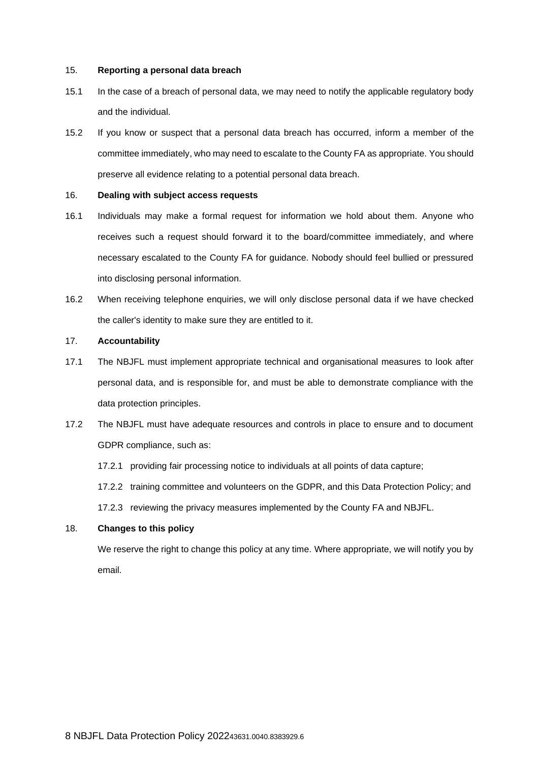## 15. Reporting a personal data breach

15.1 In the case of a breach of personal data, we may need to notify the applicable regulatory body and the individual.

15.2 If you know or suspect that a personal data breach has occurred, inform a member of the committee immediately, who may need to escalate to the County FA as appropriate. You should preserve all evidence relating to a potential personal data breach.

## 16. Dealing with subject access requests

16.1 Individuals may make a formal request for information we hold about them. Anyone who receives such a request should forward it to the board/committee immediately, and where necessary escalated to the County FA for guidance. Nobody should feel bullied or pressured into disclosing personal information.

16.2 When receiving telephone enquiries, we will only disclose personal data if we have checked the caller's identity to make sure they are entitled to it.

## 17. Accountability

17.1 The NBJFL must implement appropriate technical and organisational measures to look after personal data, and is responsible for, and must be able to demonstrate compliance with the data protection principles.

17.2 The NBJFL must have adequate resources and controls in place to ensure and to document GDPR compliance, such as:

17.2.1 providing fair processing notice to individuals at all points of data capture;

17.2.2 training committee and volunteers on the GDPR, and this Data Protection Policy; and

17.2.3 reviewing the privacy measures implemented by the County FA and NBJFL.

## 18. Changes to this policy

We reserve the right to change this policy at any time. Where appropriate, we will notify you by email.